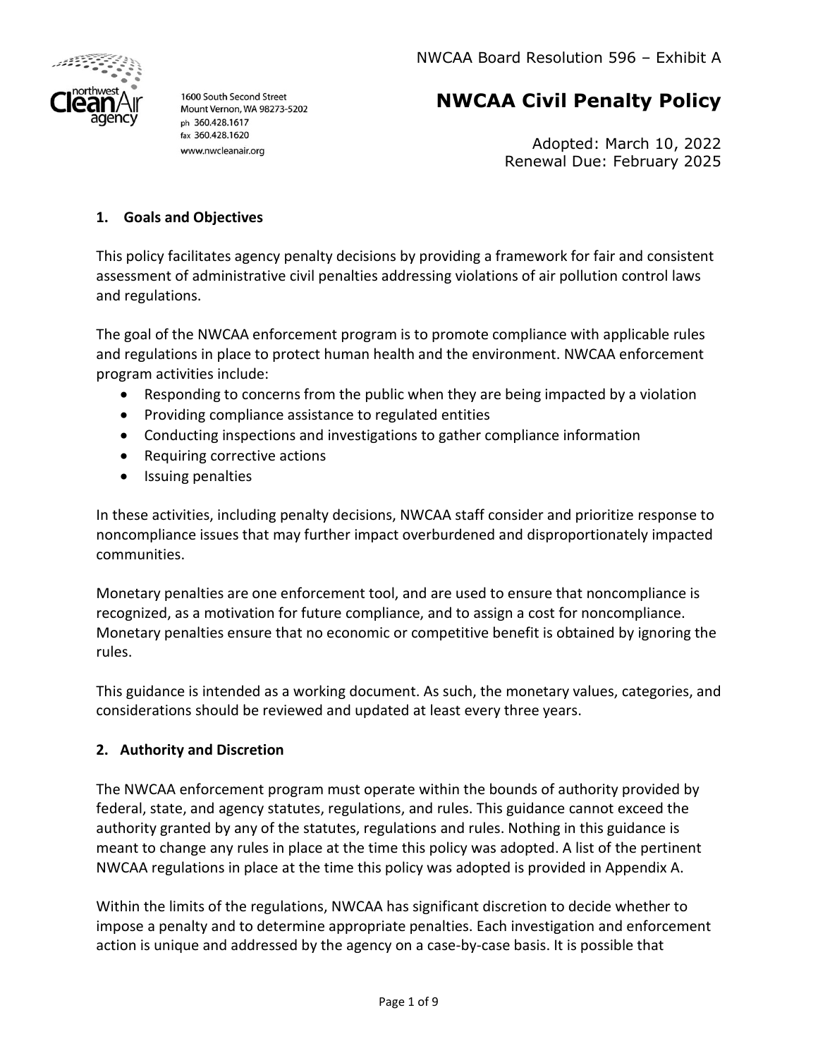NWCAA Board Resolution 596 – Exhibit A

1600 South Second Street
Mount Vernon, WA 98273-5202
ph 360.428.1617
fax 360.428.1620
www.nwcleanair.org

# NWCAA Civil Penalty Policy

Adopted: March 10, 2022
Renewal Due: February 2025

## 1. Goals and Objectives

This policy facilitates agency penalty decisions by providing a framework for fair and consistent assessment of administrative civil penalties addressing violations of air pollution control laws and regulations.

The goal of the NWCAA enforcement program is to promote compliance with applicable rules and regulations in place to protect human health and the environment. NWCAA enforcement program activities include:

- Responding to concerns from the public when they are being impacted by a violation
- Providing compliance assistance to regulated entities
- Conducting inspections and investigations to gather compliance information
- Requiring corrective actions
- Issuing penalties

In these activities, including penalty decisions, NWCAA staff consider and prioritize response to noncompliance issues that may further impact overburdened and disproportionately impacted communities.

Monetary penalties are one enforcement tool, and are used to ensure that noncompliance is recognized, as a motivation for future compliance, and to assign a cost for noncompliance. Monetary penalties ensure that no economic or competitive benefit is obtained by ignoring the rules.

This guidance is intended as a working document. As such, the monetary values, categories, and considerations should be reviewed and updated at least every three years.

## 2. Authority and Discretion

The NWCAA enforcement program must operate within the bounds of authority provided by federal, state, and agency statutes, regulations, and rules. This guidance cannot exceed the authority granted by any of the statutes, regulations and rules. Nothing in this guidance is meant to change any rules in place at the time this policy was adopted. A list of the pertinent NWCAA regulations in place at the time this policy was adopted is provided in Appendix A.

Within the limits of the regulations, NWCAA has significant discretion to decide whether to impose a penalty and to determine appropriate penalties. Each investigation and enforcement action is unique and addressed by the agency on a case-by-case basis. It is possible that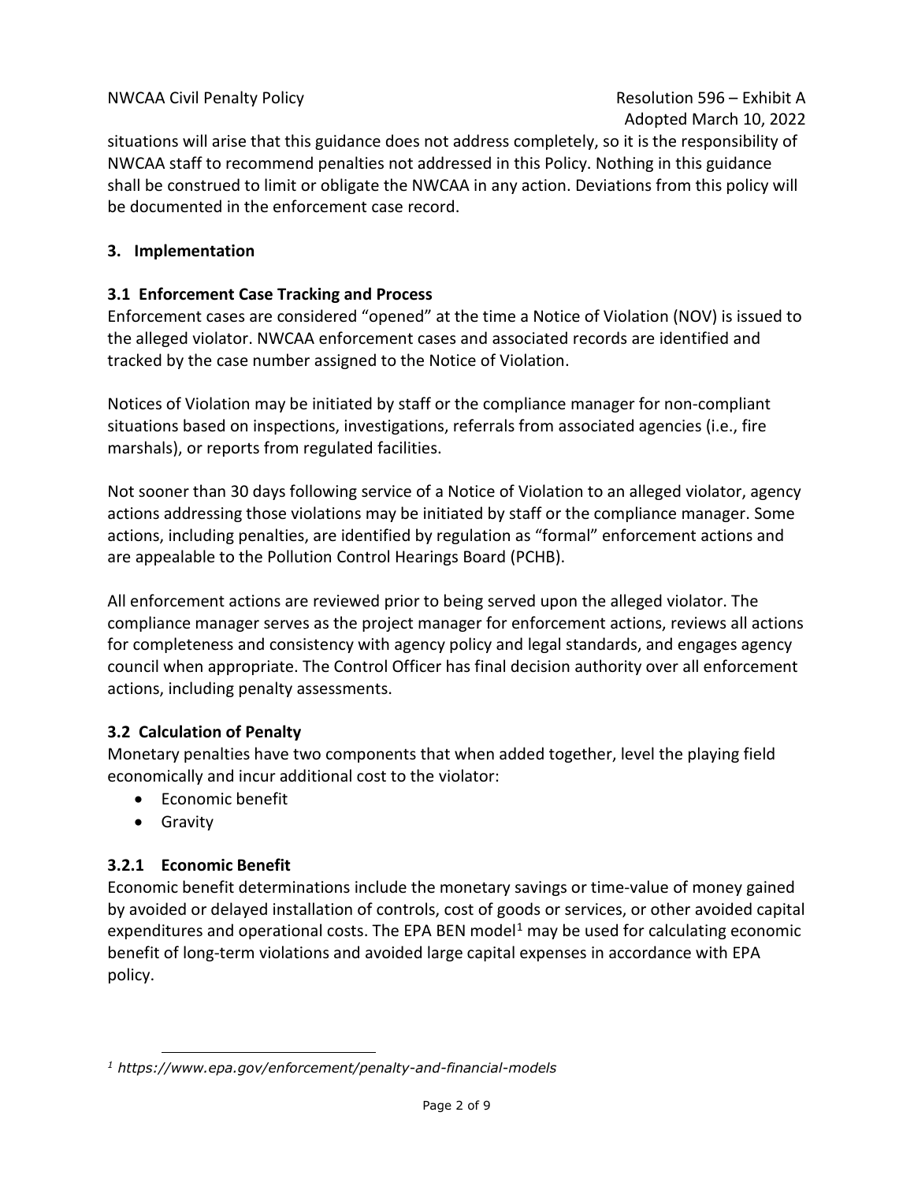situations will arise that this guidance does not address completely, so it is the responsibility of NWCAA staff to recommend penalties not addressed in this Policy. Nothing in this guidance shall be construed to limit or obligate the NWCAA in any action. Deviations from this policy will be documented in the enforcement case record.

## 3. Implementation

### 3.1 Enforcement Case Tracking and Process

Enforcement cases are considered "opened" at the time a Notice of Violation (NOV) is issued to the alleged violator. NWCAA enforcement cases and associated records are identified and tracked by the case number assigned to the Notice of Violation.

Notices of Violation may be initiated by staff or the compliance manager for non-compliant situations based on inspections, investigations, referrals from associated agencies (i.e., fire marshals), or reports from regulated facilities.

Not sooner than 30 days following service of a Notice of Violation to an alleged violator, agency actions addressing those violations may be initiated by staff or the compliance manager. Some actions, including penalties, are identified by regulation as "formal" enforcement actions and are appealable to the Pollution Control Hearings Board (PCHB).

All enforcement actions are reviewed prior to being served upon the alleged violator. The compliance manager serves as the project manager for enforcement actions, reviews all actions for completeness and consistency with agency policy and legal standards, and engages agency council when appropriate. The Control Officer has final decision authority over all enforcement actions, including penalty assessments.

### 3.2 Calculation of Penalty

Monetary penalties have two components that when added together, level the playing field economically and incur additional cost to the violator:

- Economic benefit
- Gravity

#### 3.2.1 Economic Benefit

Economic benefit determinations include the monetary savings or time-value of money gained by avoided or delayed installation of controls, cost of goods or services, or other avoided capital expenditures and operational costs. The EPA BEN model[1] may be used for calculating economic benefit of long-term violations and avoided large capital expenses in accordance with EPA policy.

---

[1] *https://www.epa.gov/enforcement/penalty-and-financial-models*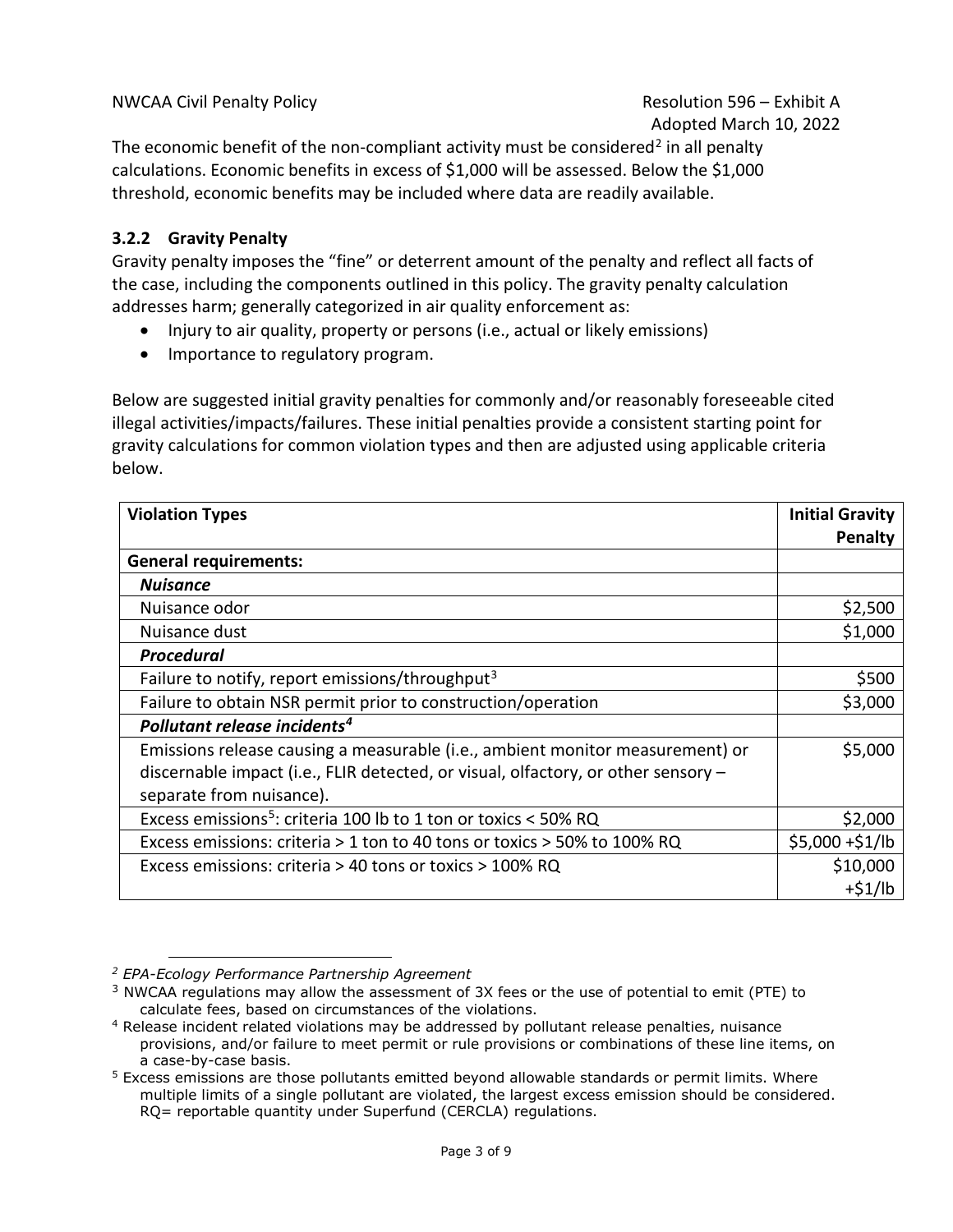The economic benefit of the non-compliant activity must be considered[2] in all penalty calculations. Economic benefits in excess of $1,000 will be assessed. Below the $1,000 threshold, economic benefits may be included where data are readily available.

### 3.2.2 Gravity Penalty

Gravity penalty imposes the "fine" or deterrent amount of the penalty and reflect all facts of the case, including the components outlined in this policy. The gravity penalty calculation addresses harm; generally categorized in air quality enforcement as:

- Injury to air quality, property or persons (i.e., actual or likely emissions)
- Importance to regulatory program.

Below are suggested initial gravity penalties for commonly and/or reasonably foreseeable cited illegal activities/impacts/failures. These initial penalties provide a consistent starting point for gravity calculations for common violation types and then are adjusted using applicable criteria below.

| Violation Types | Initial Gravity Penalty |
|---|---|
| **General requirements:** | |
| ***Nuisance*** | |
| Nuisance odor | $2,500 |
| Nuisance dust | $1,000 |
| ***Procedural*** | |
| Failure to notify, report emissions/throughput[3] | $500 |
| Failure to obtain NSR permit prior to construction/operation | $3,000 |
| ***Pollutant release incidents[4]*** | |
| Emissions release causing a measurable (i.e., ambient monitor measurement) or discernable impact (i.e., FLIR detected, or visual, olfactory, or other sensory – separate from nuisance). | $5,000 |
| Excess emissions[5]: criteria 100 lb to 1 ton or toxics < 50% RQ | $2,000 |
| Excess emissions: criteria > 1 ton to 40 tons or toxics > 50% to 100% RQ | $5,000 +$1/lb |
| Excess emissions: criteria > 40 tons or toxics > 100% RQ | $10,000 +$1/lb |

[2] *EPA-Ecology Performance Partnership Agreement*

[3] NWCAA regulations may allow the assessment of 3X fees or the use of potential to emit (PTE) to calculate fees, based on circumstances of the violations.

[4] Release incident related violations may be addressed by pollutant release penalties, nuisance provisions, and/or failure to meet permit or rule provisions or combinations of these line items, on a case-by-case basis.

[5] Excess emissions are those pollutants emitted beyond allowable standards or permit limits. Where multiple limits of a single pollutant are violated, the largest excess emission should be considered. RQ= reportable quantity under Superfund (CERCLA) regulations.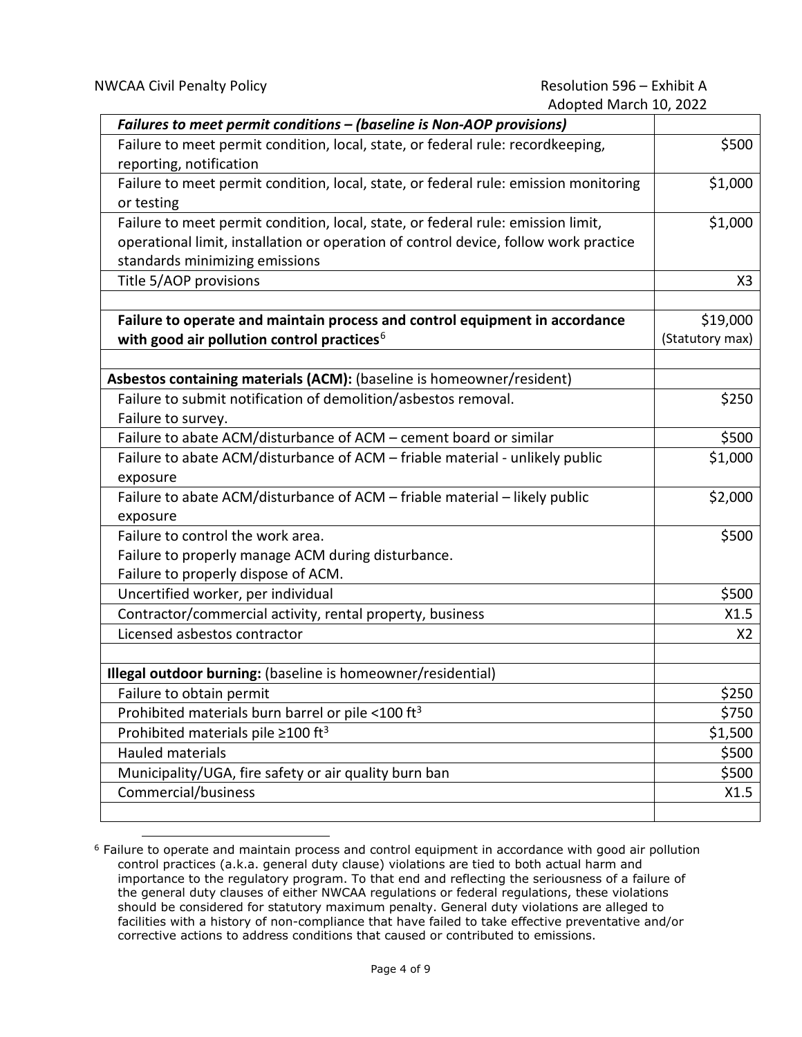| ***Failures to meet permit conditions – (baseline is Non-AOP provisions)*** | |
|---|---|
| Failure to meet permit condition, local, state, or federal rule: recordkeeping, reporting, notification | \$500 |
| Failure to meet permit condition, local, state, or federal rule: emission monitoring or testing | \$1,000 |
| Failure to meet permit condition, local, state, or federal rule: emission limit, operational limit, installation or operation of control device, follow work practice standards minimizing emissions | \$1,000 |
| Title 5/AOP provisions | X3 |
| | |
| **Failure to operate and maintain process and control equipment in accordance with good air pollution control practices**[6] | \$19,000 (Statutory max) |
| | |
| **Asbestos containing materials (ACM):** (baseline is homeowner/resident) | |
| Failure to submit notification of demolition/asbestos removal. Failure to survey. | \$250 |
| Failure to abate ACM/disturbance of ACM – cement board or similar | \$500 |
| Failure to abate ACM/disturbance of ACM – friable material - unlikely public exposure | \$1,000 |
| Failure to abate ACM/disturbance of ACM – friable material – likely public exposure | \$2,000 |
| Failure to control the work area. Failure to properly manage ACM during disturbance. Failure to properly dispose of ACM. | \$500 |
| Uncertified worker, per individual | \$500 |
| Contractor/commercial activity, rental property, business | X1.5 |
| Licensed asbestos contractor | X2 |
| | |
| **Illegal outdoor burning:** (baseline is homeowner/residential) | |
| Failure to obtain permit | \$250 |
| Prohibited materials burn barrel or pile <100 $ft^3$ | \$750 |
| Prohibited materials pile ≥100 $ft^3$ | \$1,500 |
| Hauled materials | \$500 |
| Municipality/UGA, fire safety or air quality burn ban | \$500 |
| Commercial/business | X1.5 |
| | |

[6] Failure to operate and maintain process and control equipment in accordance with good air pollution control practices (a.k.a. general duty clause) violations are tied to both actual harm and importance to the regulatory program. To that end and reflecting the seriousness of a failure of the general duty clauses of either NWCAA regulations or federal regulations, these violations should be considered for statutory maximum penalty. General duty violations are alleged to facilities with a history of non-compliance that have failed to take effective preventative and/or corrective actions to address conditions that caused or contributed to emissions.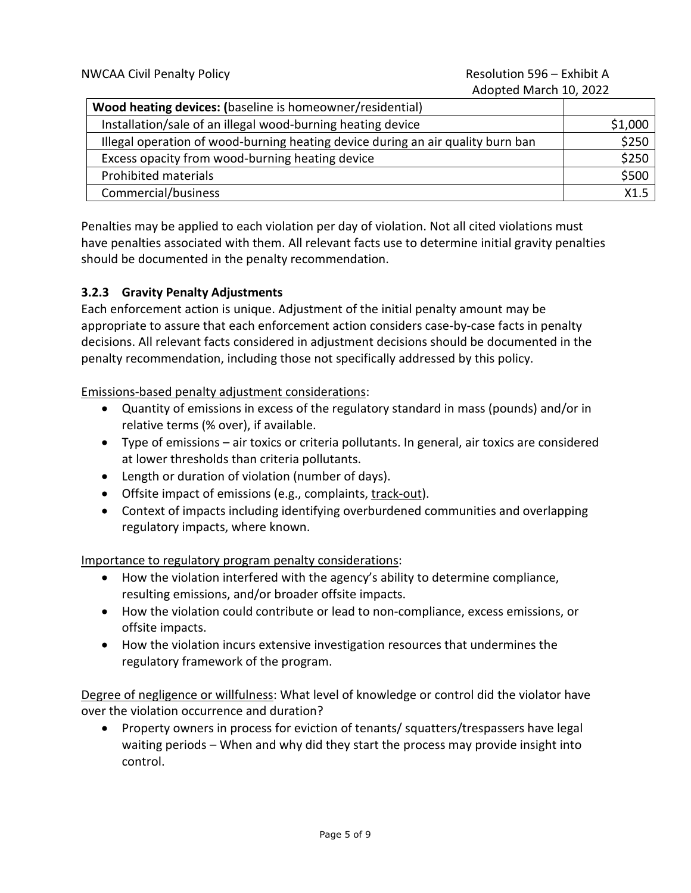| **Wood heating devices:** (baseline is homeowner/residential) | |
|---|---|
| Installation/sale of an illegal wood-burning heating device | $1,000 |
| Illegal operation of wood-burning heating device during an air quality burn ban | $250 |
| Excess opacity from wood-burning heating device | $250 |
| Prohibited materials | $500 |
| Commercial/business | X1.5 |

Penalties may be applied to each violation per day of violation. Not all cited violations must have penalties associated with them. All relevant facts use to determine initial gravity penalties should be documented in the penalty recommendation.

### 3.2.3 Gravity Penalty Adjustments

Each enforcement action is unique. Adjustment of the initial penalty amount may be appropriate to assure that each enforcement action considers case-by-case facts in penalty decisions. All relevant facts considered in adjustment decisions should be documented in the penalty recommendation, including those not specifically addressed by this policy.

Emissions-based penalty adjustment considerations:

- Quantity of emissions in excess of the regulatory standard in mass (pounds) and/or in relative terms (% over), if available.
- Type of emissions – air toxics or criteria pollutants. In general, air toxics are considered at lower thresholds than criteria pollutants.
- Length or duration of violation (number of days).
- Offsite impact of emissions (e.g., complaints, track-out).
- Context of impacts including identifying overburdened communities and overlapping regulatory impacts, where known.

Importance to regulatory program penalty considerations:

- How the violation interfered with the agency's ability to determine compliance, resulting emissions, and/or broader offsite impacts.
- How the violation could contribute or lead to non-compliance, excess emissions, or offsite impacts.
- How the violation incurs extensive investigation resources that undermines the regulatory framework of the program.

Degree of negligence or willfulness: What level of knowledge or control did the violator have over the violation occurrence and duration?

- Property owners in process for eviction of tenants/ squatters/trespassers have legal waiting periods – When and why did they start the process may provide insight into control.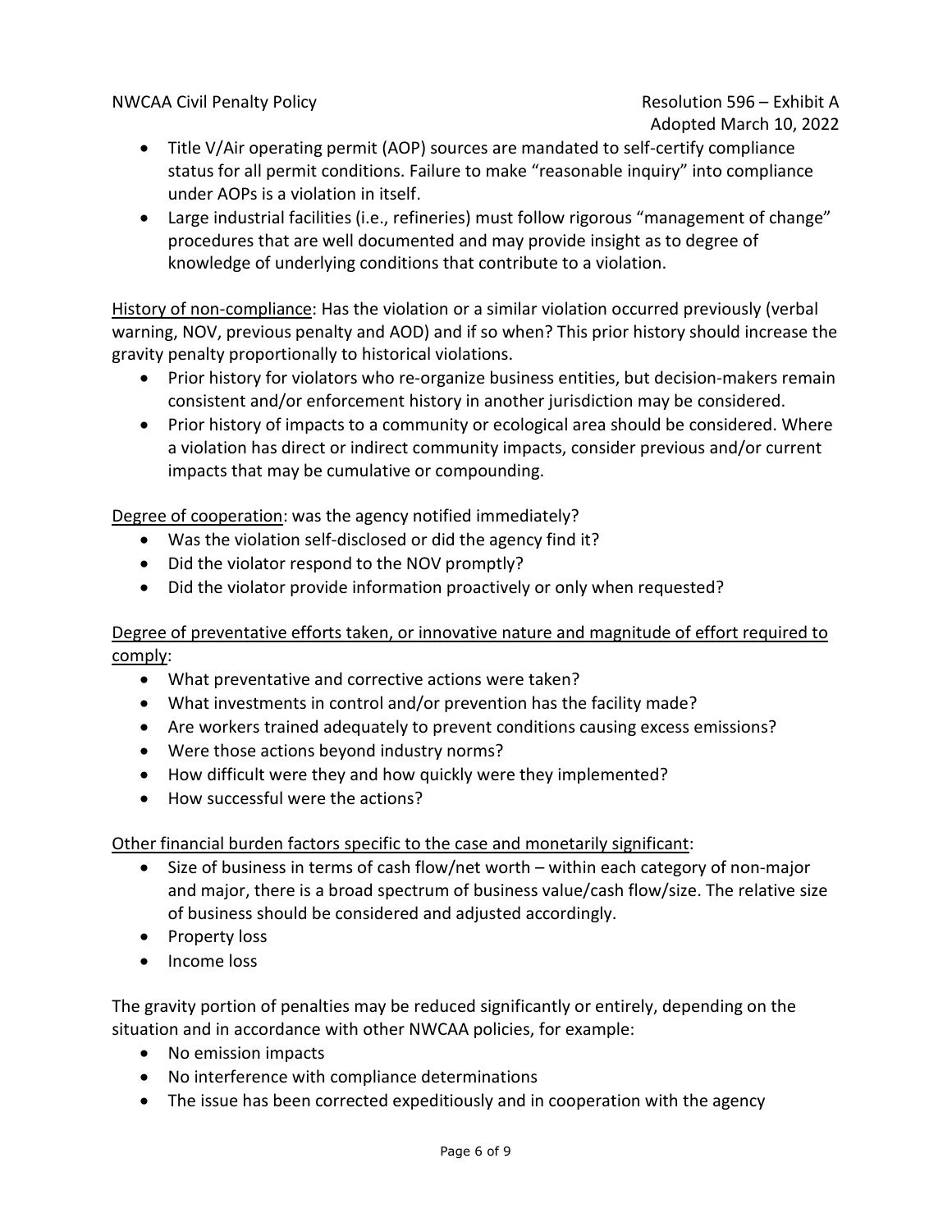- Title V/Air operating permit (AOP) sources are mandated to self-certify compliance status for all permit conditions. Failure to make "reasonable inquiry" into compliance under AOPs is a violation in itself.
- Large industrial facilities (i.e., refineries) must follow rigorous "management of change" procedures that are well documented and may provide insight as to degree of knowledge of underlying conditions that contribute to a violation.

<u>History of non-compliance</u>: Has the violation or a similar violation occurred previously (verbal warning, NOV, previous penalty and AOD) and if so when? This prior history should increase the gravity penalty proportionally to historical violations.

- Prior history for violators who re-organize business entities, but decision-makers remain consistent and/or enforcement history in another jurisdiction may be considered.
- Prior history of impacts to a community or ecological area should be considered. Where a violation has direct or indirect community impacts, consider previous and/or current impacts that may be cumulative or compounding.

<u>Degree of cooperation</u>: was the agency notified immediately?

- Was the violation self-disclosed or did the agency find it?
- Did the violator respond to the NOV promptly?
- Did the violator provide information proactively or only when requested?

<u>Degree of preventative efforts taken, or innovative nature and magnitude of effort required to comply</u>:

- What preventative and corrective actions were taken?
- What investments in control and/or prevention has the facility made?
- Are workers trained adequately to prevent conditions causing excess emissions?
- Were those actions beyond industry norms?
- How difficult were they and how quickly were they implemented?
- How successful were the actions?

<u>Other financial burden factors specific to the case and monetarily significant</u>:

- Size of business in terms of cash flow/net worth – within each category of non-major and major, there is a broad spectrum of business value/cash flow/size. The relative size of business should be considered and adjusted accordingly.
- Property loss
- Income loss

The gravity portion of penalties may be reduced significantly or entirely, depending on the situation and in accordance with other NWCAA policies, for example:

- No emission impacts
- No interference with compliance determinations
- The issue has been corrected expeditiously and in cooperation with the agency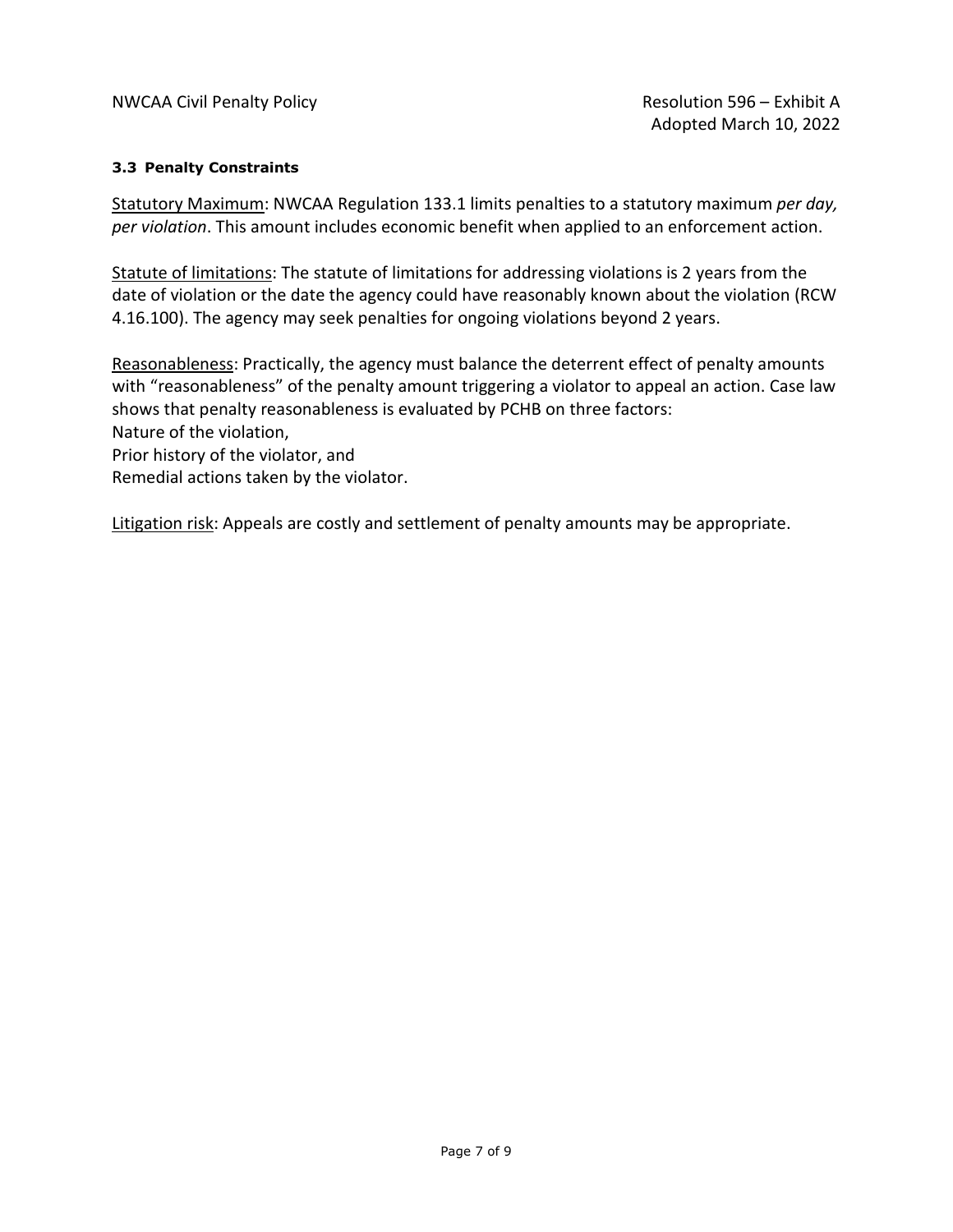### 3.3 Penalty Constraints

Statutory Maximum: NWCAA Regulation 133.1 limits penalties to a statutory maximum *per day, per violation*. This amount includes economic benefit when applied to an enforcement action.

Statute of limitations: The statute of limitations for addressing violations is 2 years from the date of violation or the date the agency could have reasonably known about the violation (RCW 4.16.100). The agency may seek penalties for ongoing violations beyond 2 years.

Reasonableness: Practically, the agency must balance the deterrent effect of penalty amounts with "reasonableness" of the penalty amount triggering a violator to appeal an action. Case law shows that penalty reasonableness is evaluated by PCHB on three factors:
Nature of the violation,
Prior history of the violator, and
Remedial actions taken by the violator.

Litigation risk: Appeals are costly and settlement of penalty amounts may be appropriate.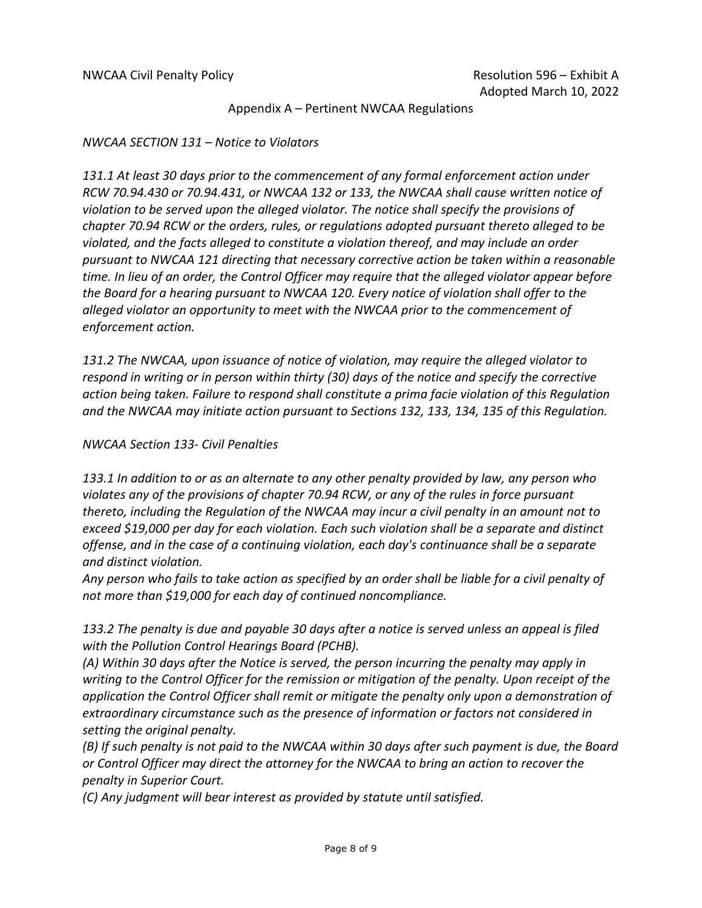## Appendix A – Pertinent NWCAA Regulations

### *NWCAA SECTION 131 – Notice to Violators*

*131.1 At least 30 days prior to the commencement of any formal enforcement action under RCW 70.94.430 or 70.94.431, or NWCAA 132 or 133, the NWCAA shall cause written notice of violation to be served upon the alleged violator. The notice shall specify the provisions of chapter 70.94 RCW or the orders, rules, or regulations adopted pursuant thereto alleged to be violated, and the facts alleged to constitute a violation thereof, and may include an order pursuant to NWCAA 121 directing that necessary corrective action be taken within a reasonable time. In lieu of an order, the Control Officer may require that the alleged violator appear before the Board for a hearing pursuant to NWCAA 120. Every notice of violation shall offer to the alleged violator an opportunity to meet with the NWCAA prior to the commencement of enforcement action.*

*131.2 The NWCAA, upon issuance of notice of violation, may require the alleged violator to respond in writing or in person within thirty (30) days of the notice and specify the corrective action being taken. Failure to respond shall constitute a prima facie violation of this Regulation and the NWCAA may initiate action pursuant to Sections 132, 133, 134, 135 of this Regulation.*

### *NWCAA Section 133- Civil Penalties*

*133.1 In addition to or as an alternate to any other penalty provided by law, any person who violates any of the provisions of chapter 70.94 RCW, or any of the rules in force pursuant thereto, including the Regulation of the NWCAA may incur a civil penalty in an amount not to exceed $19,000 per day for each violation. Each such violation shall be a separate and distinct offense, and in the case of a continuing violation, each day's continuance shall be a separate and distinct violation.*
*Any person who fails to take action as specified by an order shall be liable for a civil penalty of not more than $19,000 for each day of continued noncompliance.*

*133.2 The penalty is due and payable 30 days after a notice is served unless an appeal is filed with the Pollution Control Hearings Board (PCHB).*
*(A) Within 30 days after the Notice is served, the person incurring the penalty may apply in writing to the Control Officer for the remission or mitigation of the penalty. Upon receipt of the application the Control Officer shall remit or mitigate the penalty only upon a demonstration of extraordinary circumstance such as the presence of information or factors not considered in setting the original penalty.*
*(B) If such penalty is not paid to the NWCAA within 30 days after such payment is due, the Board or Control Officer may direct the attorney for the NWCAA to bring an action to recover the penalty in Superior Court.*
*(C) Any judgment will bear interest as provided by statute until satisfied.*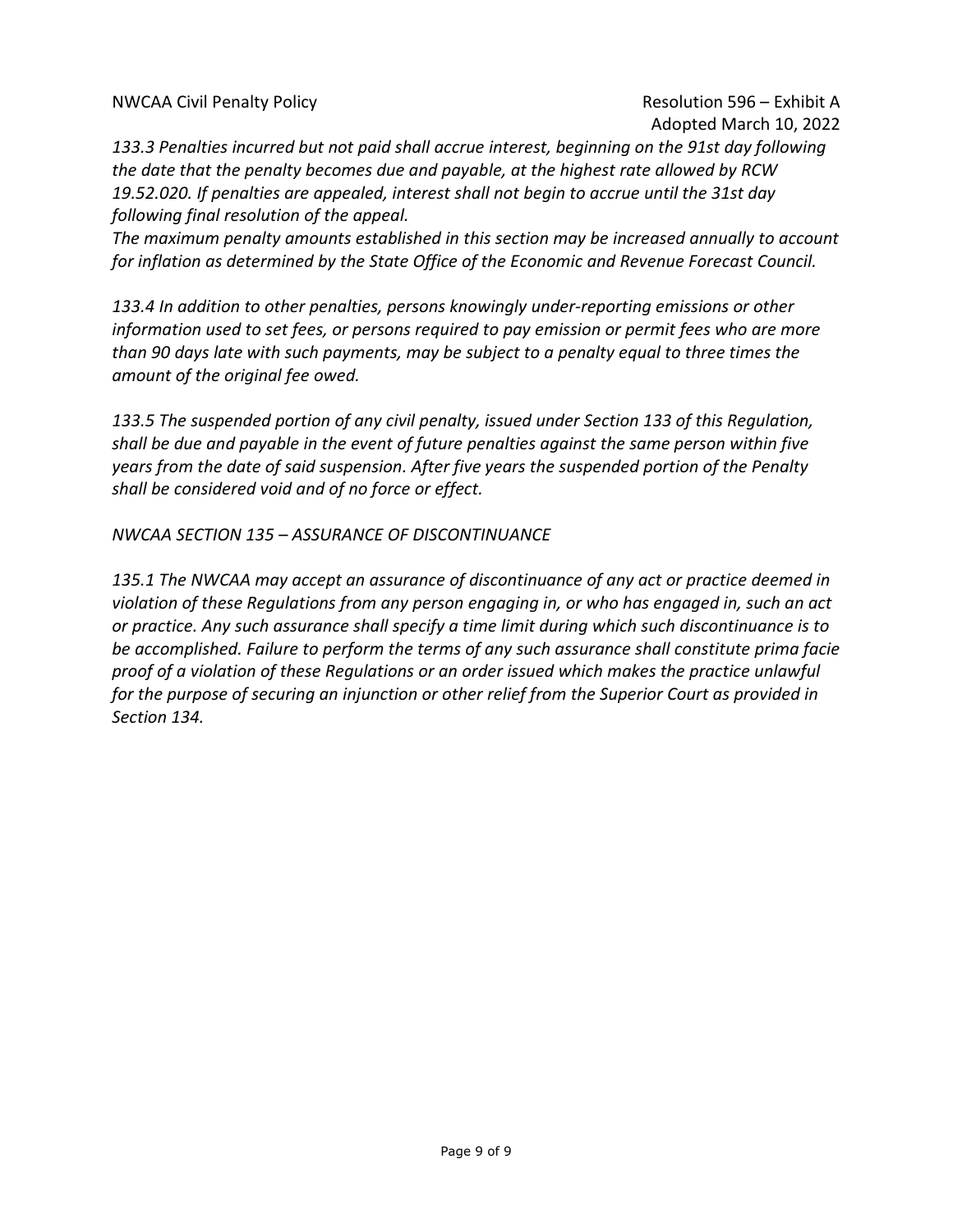*133.3 Penalties incurred but not paid shall accrue interest, beginning on the 91st day following the date that the penalty becomes due and payable, at the highest rate allowed by RCW 19.52.020. If penalties are appealed, interest shall not begin to accrue until the 31st day following final resolution of the appeal.*
*The maximum penalty amounts established in this section may be increased annually to account for inflation as determined by the State Office of the Economic and Revenue Forecast Council.*

*133.4 In addition to other penalties, persons knowingly under-reporting emissions or other information used to set fees, or persons required to pay emission or permit fees who are more than 90 days late with such payments, may be subject to a penalty equal to three times the amount of the original fee owed.*

*133.5 The suspended portion of any civil penalty, issued under Section 133 of this Regulation, shall be due and payable in the event of future penalties against the same person within five years from the date of said suspension. After five years the suspended portion of the Penalty shall be considered void and of no force or effect.*

*NWCAA SECTION 135 – ASSURANCE OF DISCONTINUANCE*

*135.1 The NWCAA may accept an assurance of discontinuance of any act or practice deemed in violation of these Regulations from any person engaging in, or who has engaged in, such an act or practice. Any such assurance shall specify a time limit during which such discontinuance is to be accomplished. Failure to perform the terms of any such assurance shall constitute prima facie proof of a violation of these Regulations or an order issued which makes the practice unlawful for the purpose of securing an injunction or other relief from the Superior Court as provided in Section 134.*